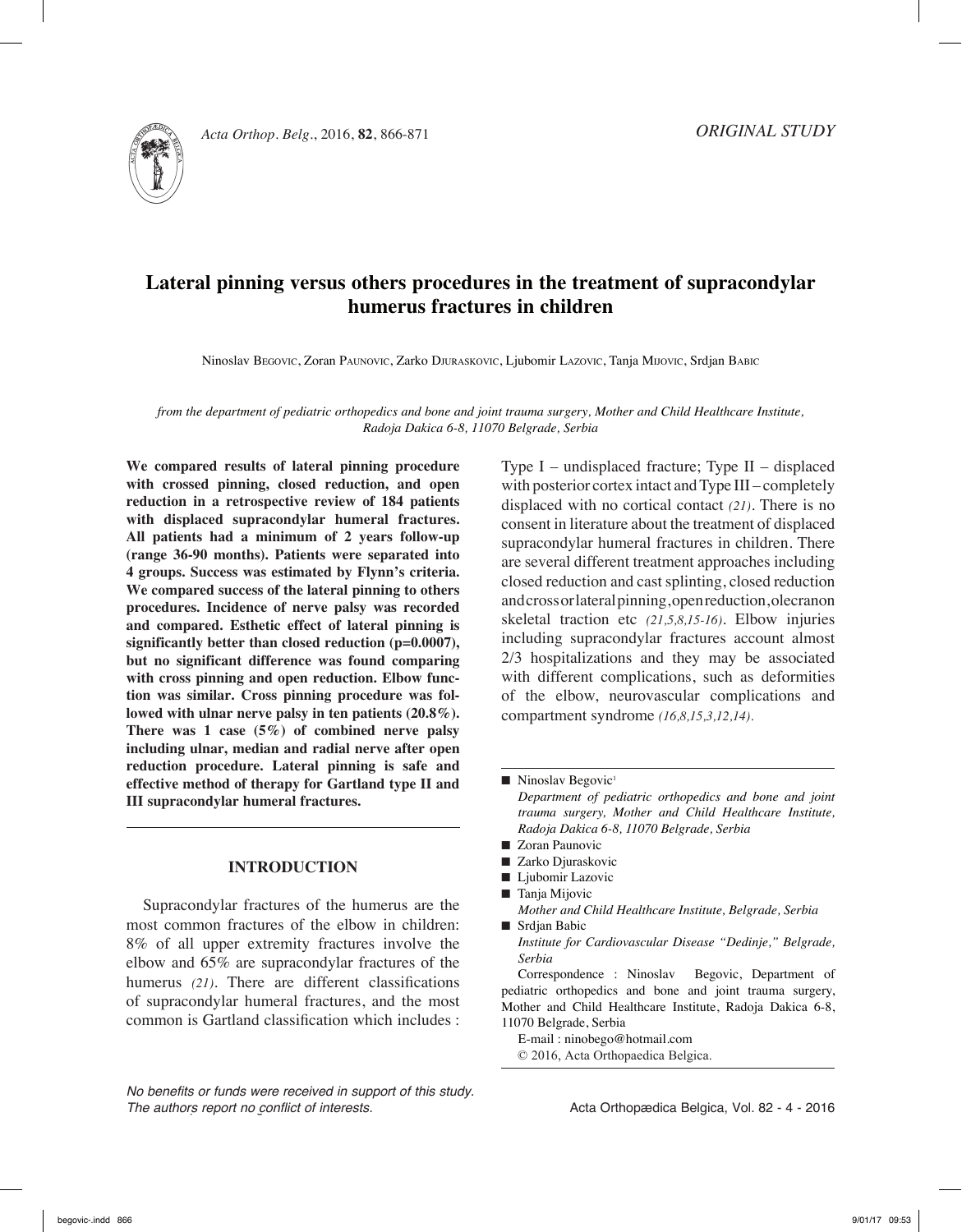*ORIGINAL STUDY*

# Lateral pinning versus others procedures in the treatment of supracondylar humerus fractures in children

Ninoslav Begovic, Zoran Paunovic, Zarko Djuraskovic, Ljubomir Lazovic, Tanja Mijovic, Srdjan Babic

*from the department of pediatric orthopedics and bone and joint trauma surgery, Mother and Child Healthcare Institute, Radoja Dakica 6-8, 11070 Belgrade, Serbia*

**We compared results of lateral pinning procedure with crossed pinning, closed reduction, and open reduction in a retrospective review of 184 patients with displaced supracondylar humeral fractures. All patients had a minimum of 2 years follow-up (range 36-90 months). Patients were separated into 4 groups. Success was estimated by Flynn's criteria. We compared success of the lateral pinning to others procedures. Incidence of nerve palsy was recorded and compared. Esthetic effect of lateral pinning is significantly better than closed reduction (p=0.0007), but no significant difference was found comparing with cross pinning and open reduction. Elbow function was similar. Cross pinning procedure was followed with ulnar nerve palsy in ten patients (20.8%). There was 1 case (5%) of combined nerve palsy including ulnar, median and radial nerve after open reduction procedure. Lateral pinning is safe and effective method of therapy for Gartland type II and III supracondylar humeral fractures.**

## INTRODUCTION

Supracondylar fractures of the humerus are the most common fractures of the elbow in children: 8% of all upper extremity fractures involve the elbow and 65% are supracondylar fractures of the humerus *(21)*. There are different classifications of supracondylar humeral fractures, and the most common is Gartland classification which includes : Type I – undisplaced fracture; Type II – displaced with posterior cortex intact and Type III – completely displaced with no cortical contact *(21)*. There is no consent in literature about the treatment of displaced supracondylar humeral fractures in children. There are several different treatment approaches including closed reduction and cast splinting, closed reduction and cross or lateral pinning, open reduction, olecranon skeletal traction etc *(21,5,8,15-16)*. Elbow injuries including supracondylar fractures account almost 2/3 hospitalizations and they may be associated with different complications, such as deformities of the elbow, neurovascular complications and compartment syndrome *(16,8,15,3,12,14)*.

- Ninoslav Begovic[1]
  *Department of pediatric orthopedics and bone and joint trauma surgery, Mother and Child Healthcare Institute, Radoja Dakica 6-8, 11070 Belgrade, Serbia*
- Zoran Paunovic
- Zarko Djuraskovic
- Ljubomir Lazovic
- Tanja Mijovic
  *Mother and Child Healthcare Institute, Belgrade, Serbia*
- Srdjan Babic
  *Institute for Cardiovascular Disease "Dedinje," Belgrade, Serbia*

Correspondence : Ninoslav Begovic, Department of pediatric orthopedics and bone and joint trauma surgery, Mother and Child Healthcare Institute, Radoja Dakica 6-8, 11070 Belgrade, Serbia

E-mail : ninobego@hotmail.com

© 2016, Acta Orthopaedica Belgica.

*No benefits or funds were received in support of this study. The authors report no conflict of interests.*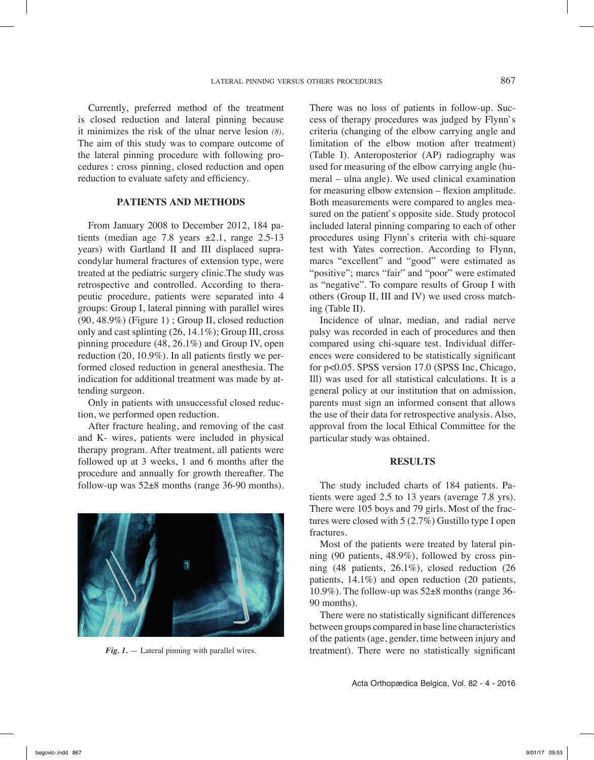Currently, preferred method of the treatment is closed reduction and lateral pinning because it minimizes the risk of the ulnar nerve lesion *(8)*. The aim of this study was to compare outcome of the lateral pinning procedure with following procedures : cross pinning, closed reduction and open reduction to evaluate safety and efficiency.

## PATIENTS AND METHODS

From January 2008 to December 2012, 184 patients (median age 7.8 years ±2.1, range 2.5-13 years) with Gartland II and III displaced supracondylar humeral fractures of extension type, were treated at the pediatric surgery clinic.The study was retrospective and controlled. According to therapeutic procedure, patients were separated into 4 groups: Group I, lateral pinning with parallel wires (90, 48.9%) (Figure 1) ; Group II, closed reduction only and cast splinting (26, 14.1%); Group III, cross pinning procedure (48, 26.1%) and Group IV, open reduction (20, 10.9%). In all patients firstly we performed closed reduction in general anesthesia. The indication for additional treatment was made by attending surgeon.

Only in patients with unsuccessful closed reduction, we performed open reduction.

After fracture healing, and removing of the cast and K- wires, patients were included in physical therapy program. After treatment, all patients were followed up at 3 weeks, 1 and 6 months after the procedure and annually for growth thereafter. The follow-up was 52±8 months (range 36-90 months).

*Fig. 1.* — Lateral pinning with parallel wires.

There was no loss of patients in follow-up. Success of therapy procedures was judged by Flynn`s criteria (changing of the elbow carrying angle and limitation of the elbow motion after treatment) (Table I). Anteroposterior (AP) radiography was used for measuring of the elbow carrying angle (humeral – ulna angle). We used clinical examination for measuring elbow extension – flexion amplitude. Both measurements were compared to angles measured on the patient`s opposite side. Study protocol included lateral pinning comparing to each of other procedures using Flynn`s criteria with chi-square test with Yates correction. According to Flynn, marcs "excellent" and "good" were estimated as "positive"; marcs "fair" and "poor" were estimated as "negative". To compare results of Group I with others (Group II, III and IV) we used cross matching (Table II).

Incidence of ulnar, median, and radial nerve palsy was recorded in each of procedures and then compared using chi-square test. Individual differences were considered to be statistically significant for $p<0.05$. SPSS version 17.0 (SPSS Inc, Chicago, Ill) was used for all statistical calculations. It is a general policy at our institution that on admission, parents must sign an informed consent that allows the use of their data for retrospective analysis. Also, approval from the local Ethical Committee for the particular study was obtained.

## RESULTS

The study included charts of 184 patients. Patients were aged 2.5 to 13 years (average 7.8 yrs). There were 105 boys and 79 girls. Most of the fractures were closed with 5 (2.7%) Gustillo type I open fractures.

Most of the patients were treated by lateral pinning (90 patients, 48.9%), followed by cross pinning (48 patients, 26.1%), closed reduction (26 patients, 14.1%) and open reduction (20 patients, 10.9%). The follow-up was 52±8 months (range 36-90 months).

There were no statistically significant differences between groups compared in base line characteristics of the patients (age, gender, time between injury and treatment). There were no statistically significant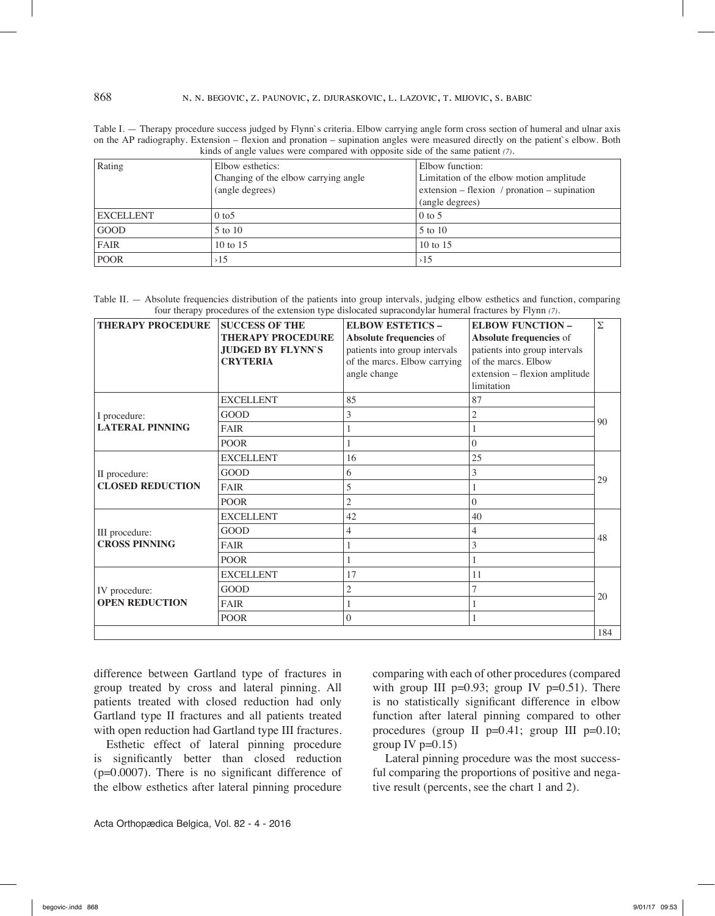Table I. — Therapy procedure success judged by Flynn`s criteria. Elbow carrying angle form cross section of humeral and ulnar axis on the AP radiography. Extension – flexion and pronation – supination angles were measured directly on the patient`s elbow. Both kinds of angle values were compared with opposite side of the same patient (7).

| Rating | Elbow esthetics: Changing of the elbow carrying angle (angle degrees) | Elbow function: Limitation of the elbow motion amplitude extension – flexion / pronation – supination (angle degrees) |
|---|---|---|
| EXCELLENT | 0 to5 | 0 to 5 |
| GOOD | 5 to 10 | 5 to 10 |
| FAIR | 10 to 15 | 10 to 15 |
| POOR | ›15 | ›15 |

Table II. — Absolute frequencies distribution of the patients into group intervals, judging elbow esthetics and function, comparing four therapy procedures of the extension type dislocated supracondylar humeral fractures by Flynn (7).

| THERAPY PROCEDURE | SUCCESS OF THE THERAPY PROCEDURE JUDGED BY FLYNN`S CRYTERIA | ELBOW ESTETICS – Absolute frequencies of patients into group intervals of the marcs. Elbow carrying angle change | ELBOW FUNCTION – Absolute frequencies of patients into group intervals of the marcs. Elbow extension – flexion amplitude limitation | Σ |
|---|---|---|---|---|
| I procedure: **LATERAL PINNING** | EXCELLENT | 85 | 87 | 90 |
| | GOOD | 3 | 2 | |
| | FAIR | 1 | 1 | |
| | POOR | 1 | 0 | |
| II procedure: **CLOSED REDUCTION** | EXCELLENT | 16 | 25 | 29 |
| | GOOD | 6 | 3 | |
| | FAIR | 5 | 1 | |
| | POOR | 2 | 0 | |
| III procedure: **CROSS PINNING** | EXCELLENT | 42 | 40 | 48 |
| | GOOD | 4 | 4 | |
| | FAIR | 1 | 3 | |
| | POOR | 1 | 1 | |
| IV procedure: **OPEN REDUCTION** | EXCELLENT | 17 | 11 | 20 |
| | GOOD | 2 | 7 | |
| | FAIR | 1 | 1 | |
| | POOR | 0 | 1 | |
| | | | | 184 |

difference between Gartland type of fractures in group treated by cross and lateral pinning. All patients treated with closed reduction had only Gartland type II fractures and all patients treated with open reduction had Gartland type III fractures.

Esthetic effect of lateral pinning procedure is significantly better than closed reduction ($p=0.0007$). There is no significant difference of the elbow esthetics after lateral pinning procedure comparing with each of other procedures (compared with group III $p=0.93$; group IV $p=0.51$). There is no statistically significant difference in elbow function after lateral pinning compared to other procedures (group II $p=0.41$; group III $p=0.10$; group IV $p=0.15$)

Lateral pinning procedure was the most successful comparing the proportions of positive and negative result (percents, see the chart 1 and 2).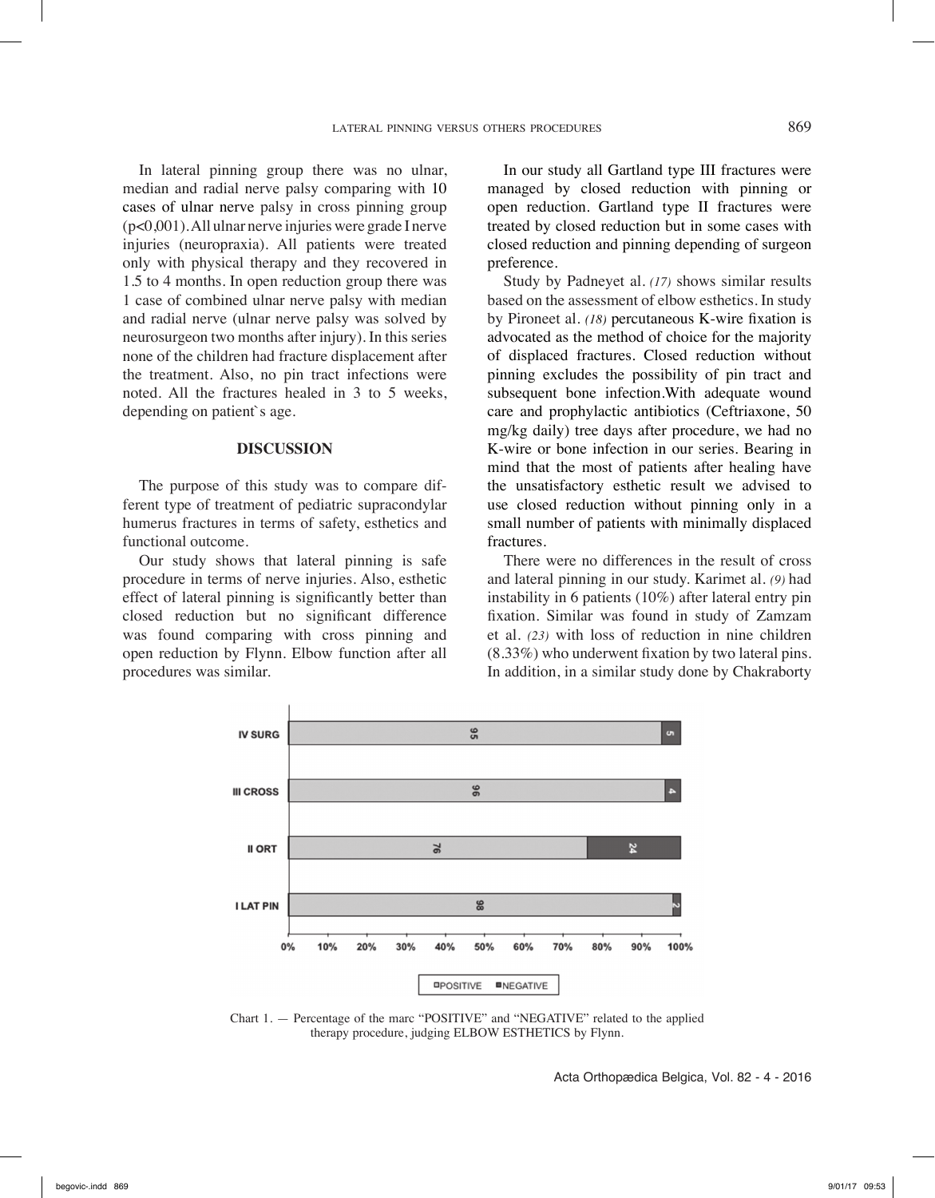In lateral pinning group there was no ulnar, median and radial nerve palsy comparing with 10 cases of ulnar nerve palsy in cross pinning group ($p<0{,}001$). All ulnar nerve injuries were grade I nerve injuries (neuropraxia). All patients were treated only with physical therapy and they recovered in 1.5 to 4 months. In open reduction group there was 1 case of combined ulnar nerve palsy with median and radial nerve (ulnar nerve palsy was solved by neurosurgeon two months after injury). In this series none of the children had fracture displacement after the treatment. Also, no pin tract infections were noted. All the fractures healed in 3 to 5 weeks, depending on patient`s age.

## DISCUSSION

The purpose of this study was to compare different type of treatment of pediatric supracondylar humerus fractures in terms of safety, esthetics and functional outcome.

Our study shows that lateral pinning is safe procedure in terms of nerve injuries. Also, esthetic effect of lateral pinning is significantly better than closed reduction but no significant difference was found comparing with cross pinning and open reduction by Flynn. Elbow function after all procedures was similar.

In our study all Gartland type III fractures were managed by closed reduction with pinning or open reduction. Gartland type II fractures were treated by closed reduction but in some cases with closed reduction and pinning depending of surgeon preference.

Study by Padneyet al. *(17)* shows similar results based on the assessment of elbow esthetics. In study by Pironeet al. *(18)* percutaneous K-wire fixation is advocated as the method of choice for the majority of displaced fractures. Closed reduction without pinning excludes the possibility of pin tract and subsequent bone infection.With adequate wound care and prophylactic antibiotics (Ceftriaxone, 50 mg/kg daily) tree days after procedure, we had no K-wire or bone infection in our series. Bearing in mind that the most of patients after healing have the unsatisfactory esthetic result we advised to use closed reduction without pinning only in a small number of patients with minimally displaced fractures.

There were no differences in the result of cross and lateral pinning in our study. Karimet al. *(9)* had instability in 6 patients (10%) after lateral entry pin fixation. Similar was found in study of Zamzam et al. *(23)* with loss of reduction in nine children (8.33%) who underwent fixation by two lateral pins. In addition, in a similar study done by Chakraborty

| Group | POSITIVE (%) | NEGATIVE (%) |
| --- | --- | --- |
| IV SURG | 95 | 5 |
| III CROSS | 96 | 4 |
| II ORT | 76 | 24 |
| I LAT PIN | 98 | 2 |

Chart 1. — Percentage of the marc "POSITIVE" and "NEGATIVE" related to the applied therapy procedure, judging ELBOW ESTHETICS by Flynn.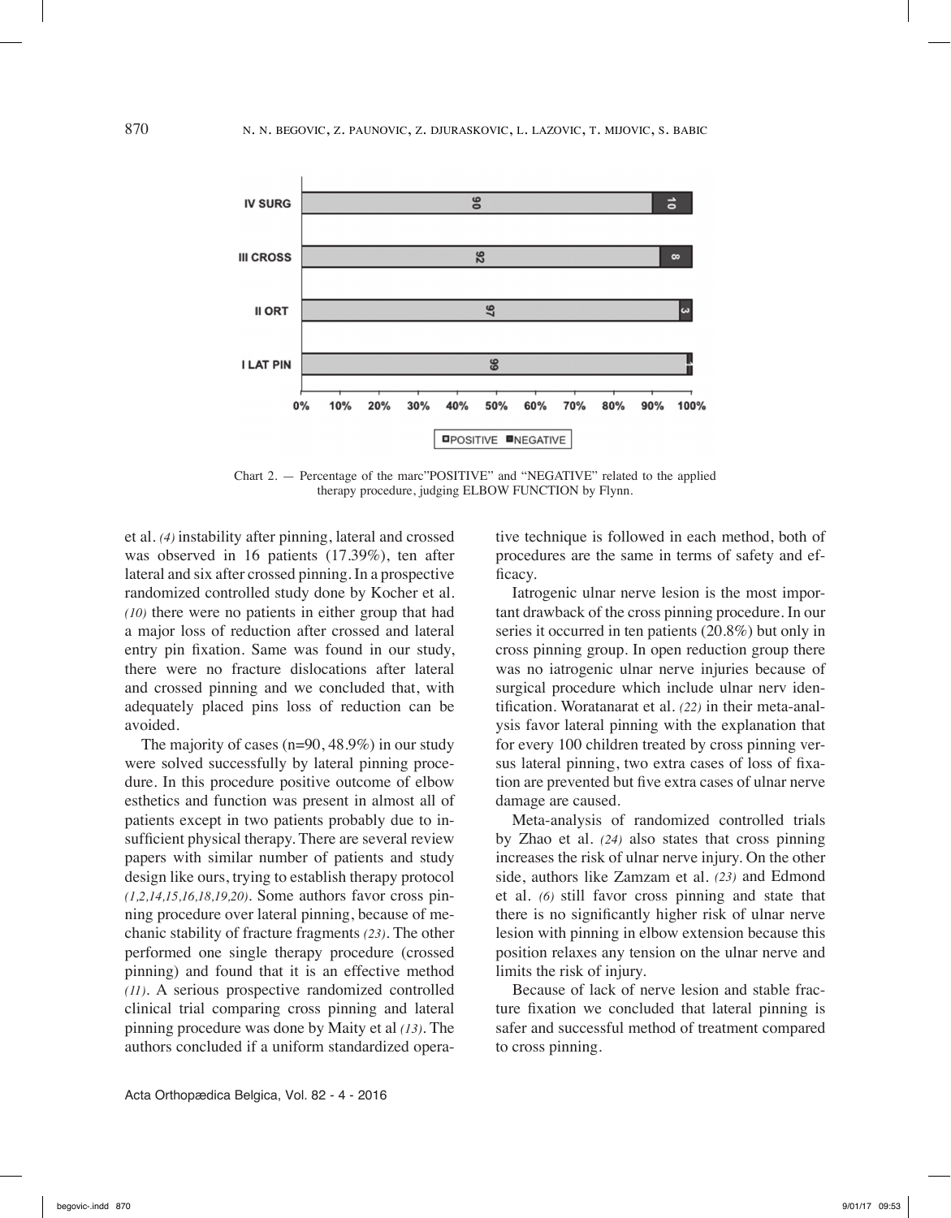Chart 2. — Percentage of the marc"POSITIVE" and "NEGATIVE" related to the applied therapy procedure, judging ELBOW FUNCTION by Flynn.

| | POSITIVE | NEGATIVE |
|---|---|---|
| IV SURG | 90 | 10 |
| III CROSS | 92 | 8 |
| II ORT | 97 | 3 |
| I LAT PIN | 99 | 1 |

et al. *(4)* instability after pinning, lateral and crossed was observed in 16 patients (17.39%), ten after lateral and six after crossed pinning. In a prospective randomized controlled study done by Kocher et al. *(10)* there were no patients in either group that had a major loss of reduction after crossed and lateral entry pin fixation. Same was found in our study, there were no fracture dislocations after lateral and crossed pinning and we concluded that, with adequately placed pins loss of reduction can be avoided.

The majority of cases (n=90, 48.9%) in our study were solved successfully by lateral pinning procedure. In this procedure positive outcome of elbow esthetics and function was present in almost all of patients except in two patients probably due to insufficient physical therapy. There are several review papers with similar number of patients and study design like ours, trying to establish therapy protocol *(1,2,14,15,16,18,19,20)*. Some authors favor cross pinning procedure over lateral pinning, because of mechanic stability of fracture fragments *(23)*. The other performed one single therapy procedure (crossed pinning) and found that it is an effective method *(11)*. A serious prospective randomized controlled clinical trial comparing cross pinning and lateral pinning procedure was done by Maity et al *(13)*. The authors concluded if a uniform standardized operative technique is followed in each method, both of procedures are the same in terms of safety and efficacy.

Iatrogenic ulnar nerve lesion is the most important drawback of the cross pinning procedure. In our series it occurred in ten patients (20.8%) but only in cross pinning group. In open reduction group there was no iatrogenic ulnar nerve injuries because of surgical procedure which include ulnar nerv identification. Woratanarat et al. *(22)* in their meta-analysis favor lateral pinning with the explanation that for every 100 children treated by cross pinning versus lateral pinning, two extra cases of loss of fixation are prevented but five extra cases of ulnar nerve damage are caused.

Meta-analysis of randomized controlled trials by Zhao et al. *(24)* also states that cross pinning increases the risk of ulnar nerve injury. On the other side, authors like Zamzam et al. *(23)* and Edmond et al. *(6)* still favor cross pinning and state that there is no significantly higher risk of ulnar nerve lesion with pinning in elbow extension because this position relaxes any tension on the ulnar nerve and limits the risk of injury.

Because of lack of nerve lesion and stable fracture fixation we concluded that lateral pinning is safer and successful method of treatment compared to cross pinning.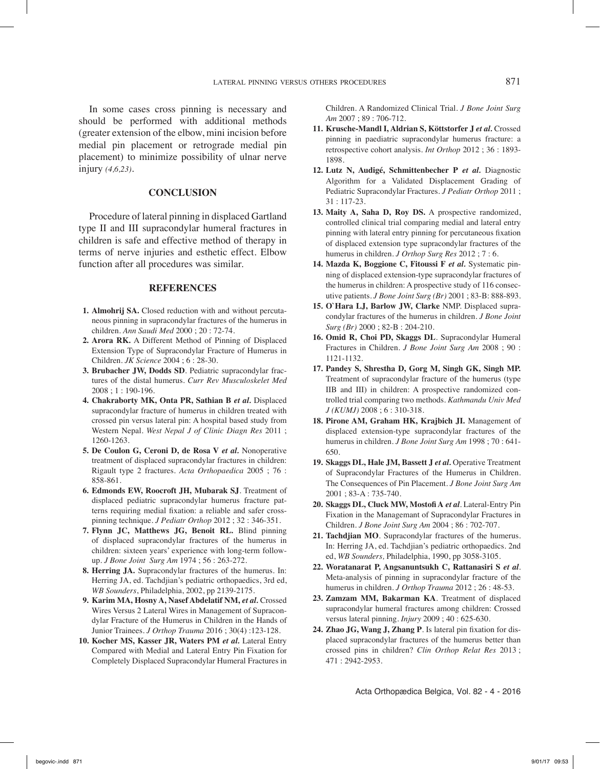In some cases cross pinning is necessary and should be performed with additional methods (greater extension of the elbow, mini incision before medial pin placement or retrograde medial pin placement) to minimize possibility of ulnar nerve injury *(4,6,23)*.

## CONCLUSION

Procedure of lateral pinning in displaced Gartland type II and III supracondylar humeral fractures in children is safe and effective method of therapy in terms of nerve injuries and esthetic effect. Elbow function after all procedures was similar.

## REFERENCES

1. **Almohrij SA.** Closed reduction with and without percutaneous pinning in supracondylar fractures of the humerus in children. *Ann Saudi Med* 2000 ; 20 : 72-74.
2. **Arora RK.** A Different Method of Pinning of Displaced Extension Type of Supracondylar Fracture of Humerus in Children. *JK Science* 2004 ; 6 : 28-30.
3. **Brubacher JW, Dodds SD**. Pediatric supracondylar fractures of the distal humerus. *Curr Rev Musculoskelet Med* 2008 ; 1 : 190-196.
4. **Chakraborty MK, Onta PR, Sathian B** ***et al.*** Displaced supracondylar fracture of humerus in children treated with crossed pin versus lateral pin: A hospital based study from Western Nepal. *West Nepal J of Clinic Diagn Res* 2011 ; 1260-1263.
5. **De Coulon G, Ceroni D, de Rosa V** ***et al.*** Nonoperative treatment of displaced supracondylar fractures in children: Rigault type 2 fractures. *Acta Orthopaedica* 2005 ; 76 : 858-861.
6. **Edmonds EW, Roocroft JH, Mubarak SJ**. Treatment of displaced pediatric supracondylar humerus fracture patterns requiring medial fixation: a reliable and safer cross-pinning technique. *J Pediatr Orthop* 2012 ; 32 : 346-351.
7. **Flynn JC, Matthews JG, Benoit RL.** Blind pinning of displaced supracondylar fractures of the humerus in children: sixteen years' experience with long-term follow-up. *J Bone Joint Surg Am* 1974 ; 56 : 263-272.
8. **Herring JA.** Supracondylar fractures of the humerus. In: Herring JA, ed. Tachdjian's pediatric orthopaedics, 3rd ed, *WB Sounders*, Philadelphia, 2002, pp 2139-2175.
9. **Karim MA, Hosny A, Nasef Abdelatif NM,** ***et al.*** Crossed Wires Versus 2 Lateral Wires in Management of Supracondylar Fracture of the Humerus in Children in the Hands of Junior Trainees. *J Orthop Trauma* 2016 ; 30(4) :123-128.
10. **Kocher MS, Kasser JR, Waters PM** ***et al.*** Lateral Entry Compared with Medial and Lateral Entry Pin Fixation for Completely Displaced Supracondylar Humeral Fractures in Children. A Randomized Clinical Trial. *J Bone Joint Surg Am* 2007 ; 89 : 706-712.
11. **Krusche-Mandl I, Aldrian S, Köttstorfer J** ***et al.*** Crossed pinning in paediatric supracondylar humerus fracture: a retrospective cohort analysis. *Int Orthop* 2012 ; 36 : 1893-1898.
12. **Lutz N, Audigé, Schmittenbecher P** ***et al.*** Diagnostic Algorithm for a Validated Displacement Grading of Pediatric Supracondylar Fractures. *J Pediatr Orthop* 2011 ; 31 : 117-23.
13. **Maity A, Saha D, Roy DS.** A prospective randomized, controlled clinical trial comparing medial and lateral entry pinning with lateral entry pinning for percutaneous fixation of displaced extension type supracondylar fractures of the humerus in children. *J Orthop Surg Res* 2012 ; 7 : 6.
14. **Mazda K, Boggione C, Fitoussi F** ***et al.*** Systematic pinning of displaced extension-type supracondylar fractures of the humerus in children: A prospective study of 116 consecutive patients. *J Bone Joint Surg (Br)* 2001 ; 83-B: 888-893.
15. **O`Hara LJ, Barlow JW, Clarke** NMP. Displaced supracondylar fractures of the humerus in children. *J Bone Joint Surg (Br)* 2000 ; 82-B : 204-210.
16. **Omid R, Choi PD, Skaggs DL**. Supracondylar Humeral Fractures in Children. *J Bone Joint Surg Am* 2008 ; 90 : 1121-1132.
17. **Pandey S, Shrestha D, Gorg M, Singh GK, Singh MP.** Treatment of supracondylar fracture of the humerus (type IIB and III) in children: A prospective randomized controlled trial comparing two methods. *Kathmandu Univ Med J (KUMJ)* 2008 ; 6 : 310-318.
18. **Pirone AM, Graham HK, Krajbich JI.** Management of displaced extension-type supracondylar fractures of the humerus in children. *J Bone Joint Surg Am* 1998 ; 70 : 641-650.
19. **Skaggs DL, Hale JM, Bassett J** ***et al.*** Operative Treatment of Supracondylar Fractures of the Humerus in Children. The Consequences of Pin Placement. *J Bone Joint Surg Am* 2001 ; 83-A : 735-740.
20. **Skaggs DL, Cluck MW, Mostofi A** ***et al***. Lateral-Entry Pin Fixation in the Managemant of Supracondylar Fractures in Children. *J Bone Joint Surg Am* 2004 ; 86 : 702-707.
21. **Tachdjian MO**. Supracondylar fractures of the humerus. In: Herring JA, ed. Tachdjian's pediatric orthopaedics. 2nd ed, *WB Sounders,* Philadelphia, 1990, pp 3058-3105.
22. **Woratanarat P, Angsanuntsukh C, Rattanasiri S** ***et al***. Meta-analysis of pinning in supracondylar fracture of the humerus in children. *J Orthop Trauma* 2012 ; 26 : 48-53.
23. **Zamzam MM, Bakarman KA**. Treatment of displaced supracondylar humeral fractures among children: Crossed versus lateral pinning. *Injury* 2009 ; 40 : 625-630.
24. **Zhao JG, Wang J, Zhang P**. Is lateral pin fixation for displaced supracondylar fractures of the humerus better than crossed pins in children? *Clin Orthop Relat Res* 2013 ; 471 : 2942-2953.